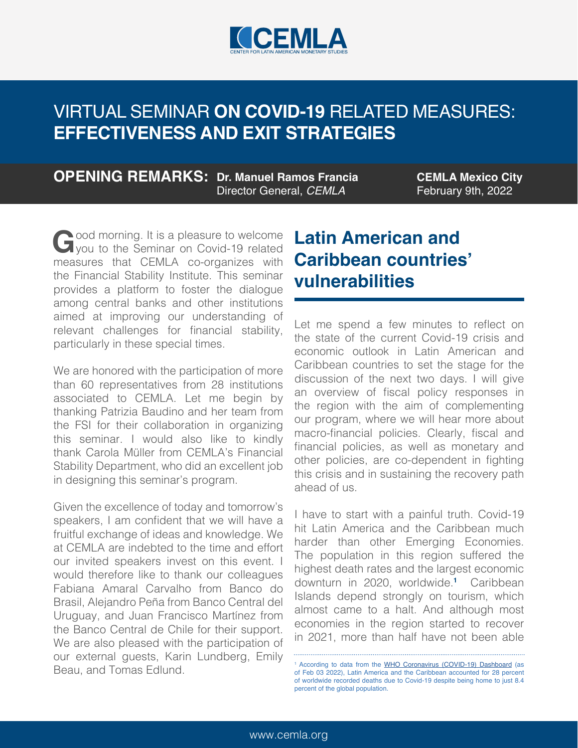# VIRTUAL SEMINAR **ON COVID-19** RELATED MEASURES: **EFFECTIVENESS AND EXIT STRATEGIES**

**OPENING REMARKS:** **Dr. Manuel Ramos Francia**
Director General, *CEMLA*

**CEMLA Mexico City**
February 9th, 2022

Good morning. It is a pleasure to welcome you to the Seminar on Covid-19 related measures that CEMLA co-organizes with the Financial Stability Institute. This seminar provides a platform to foster the dialogue among central banks and other institutions aimed at improving our understanding of relevant challenges for financial stability, particularly in these special times.

We are honored with the participation of more than 60 representatives from 28 institutions associated to CEMLA. Let me begin by thanking Patrizia Baudino and her team from the FSI for their collaboration in organizing this seminar. I would also like to kindly thank Carola Müller from CEMLA's Financial Stability Department, who did an excellent job in designing this seminar's program.

Given the excellence of today and tomorrow's speakers, I am confident that we will have a fruitful exchange of ideas and knowledge. We at CEMLA are indebted to the time and effort our invited speakers invest on this event. I would therefore like to thank our colleagues Fabiana Amaral Carvalho from Banco do Brasil, Alejandro Peña from Banco Central del Uruguay, and Juan Francisco Martínez from the Banco Central de Chile for their support. We are also pleased with the participation of our external guests, Karin Lundberg, Emily Beau, and Tomas Edlund.

## Latin American and Caribbean countries' vulnerabilities

Let me spend a few minutes to reflect on the state of the current Covid-19 crisis and economic outlook in Latin American and Caribbean countries to set the stage for the discussion of the next two days. I will give an overview of fiscal policy responses in the region with the aim of complementing our program, where we will hear more about macro-financial policies. Clearly, fiscal and financial policies, as well as monetary and other policies, are co-dependent in fighting this crisis and in sustaining the recovery path ahead of us.

I have to start with a painful truth. Covid-19 hit Latin America and the Caribbean much harder than other Emerging Economies. The population in this region suffered the highest death rates and the largest economic downturn in 2020, worldwide.[1] Caribbean Islands depend strongly on tourism, which almost came to a halt. And although most economies in the region started to recover in 2021, more than half have not been able

[1] According to data from the WHO Coronavirus (COVID-19) Dashboard (as of Feb 03 2022), Latin America and the Caribbean accounted for 28 percent of worldwide recorded deaths due to Covid-19 despite being home to just 8.4 percent of the global population.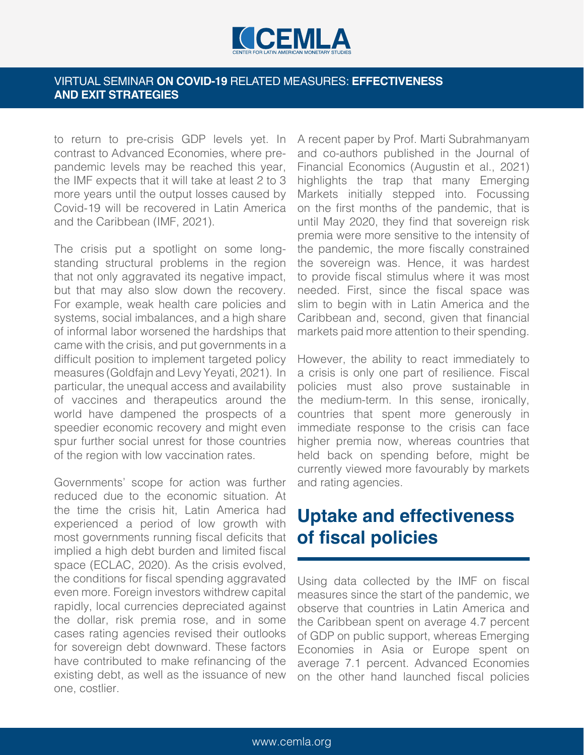to return to pre-crisis GDP levels yet. In contrast to Advanced Economies, where pre-pandemic levels may be reached this year, the IMF expects that it will take at least 2 to 3 more years until the output losses caused by Covid-19 will be recovered in Latin America and the Caribbean (IMF, 2021).

The crisis put a spotlight on some long-standing structural problems in the region that not only aggravated its negative impact, but that may also slow down the recovery. For example, weak health care policies and systems, social imbalances, and a high share of informal labor worsened the hardships that came with the crisis, and put governments in a difficult position to implement targeted policy measures (Goldfajn and Levy Yeyati, 2021). In particular, the unequal access and availability of vaccines and therapeutics around the world have dampened the prospects of a speedier economic recovery and might even spur further social unrest for those countries of the region with low vaccination rates.

Governments' scope for action was further reduced due to the economic situation. At the time the crisis hit, Latin America had experienced a period of low growth with most governments running fiscal deficits that implied a high debt burden and limited fiscal space (ECLAC, 2020). As the crisis evolved, the conditions for fiscal spending aggravated even more. Foreign investors withdrew capital rapidly, local currencies depreciated against the dollar, risk premia rose, and in some cases rating agencies revised their outlooks for sovereign debt downward. These factors have contributed to make refinancing of the existing debt, as well as the issuance of new one, costlier.

A recent paper by Prof. Marti Subrahmanyam and co-authors published in the Journal of Financial Economics (Augustin et al., 2021) highlights the trap that many Emerging Markets initially stepped into. Focussing on the first months of the pandemic, that is until May 2020, they find that sovereign risk premia were more sensitive to the intensity of the pandemic, the more fiscally constrained the sovereign was. Hence, it was hardest to provide fiscal stimulus where it was most needed. First, since the fiscal space was slim to begin with in Latin America and the Caribbean and, second, given that financial markets paid more attention to their spending.

However, the ability to react immediately to a crisis is only one part of resilience. Fiscal policies must also prove sustainable in the medium-term. In this sense, ironically, countries that spent more generously in immediate response to the crisis can face higher premia now, whereas countries that held back on spending before, might be currently viewed more favourably by markets and rating agencies.

## Uptake and effectiveness of fiscal policies

Using data collected by the IMF on fiscal measures since the start of the pandemic, we observe that countries in Latin America and the Caribbean spent on average 4.7 percent of GDP on public support, whereas Emerging Economies in Asia or Europe spent on average 7.1 percent. Advanced Economies on the other hand launched fiscal policies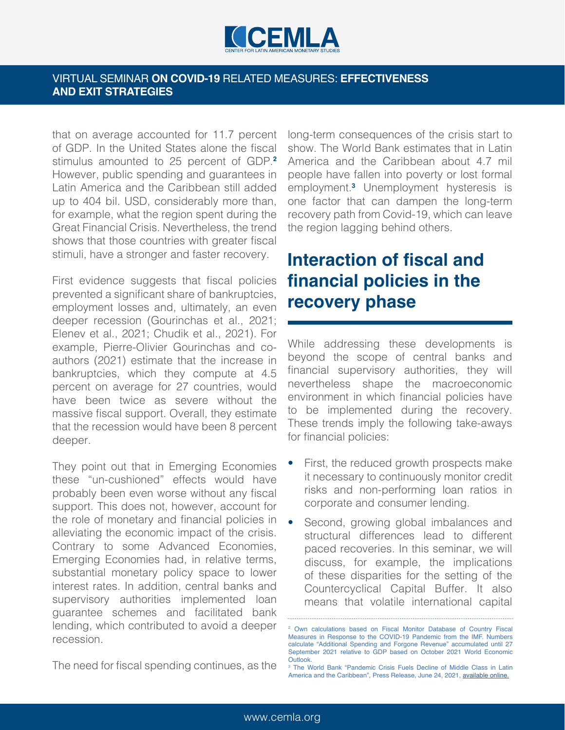that on average accounted for 11.7 percent of GDP. In the United States alone the fiscal stimulus amounted to 25 percent of GDP.[2] However, public spending and guarantees in Latin America and the Caribbean still added up to 404 bil. USD, considerably more than, for example, what the region spent during the Great Financial Crisis. Nevertheless, the trend shows that those countries with greater fiscal stimuli, have a stronger and faster recovery.

First evidence suggests that fiscal policies prevented a significant share of bankruptcies, employment losses and, ultimately, an even deeper recession (Gourinchas et al., 2021; Elenev et al., 2021; Chudik et al., 2021). For example, Pierre-Olivier Gourinchas and co-authors (2021) estimate that the increase in bankruptcies, which they compute at 4.5 percent on average for 27 countries, would have been twice as severe without the massive fiscal support. Overall, they estimate that the recession would have been 8 percent deeper.

They point out that in Emerging Economies these "un-cushioned" effects would have probably been even worse without any fiscal support. This does not, however, account for the role of monetary and financial policies in alleviating the economic impact of the crisis. Contrary to some Advanced Economies, Emerging Economies had, in relative terms, substantial monetary policy space to lower interest rates. In addition, central banks and supervisory authorities implemented loan guarantee schemes and facilitated bank lending, which contributed to avoid a deeper recession.

The need for fiscal spending continues, as the long-term consequences of the crisis start to show. The World Bank estimates that in Latin America and the Caribbean about 4.7 mil people have fallen into poverty or lost formal employment.[3] Unemployment hysteresis is one factor that can dampen the long-term recovery path from Covid-19, which can leave the region lagging behind others.

## Interaction of fiscal and financial policies in the recovery phase

While addressing these developments is beyond the scope of central banks and financial supervisory authorities, they will nevertheless shape the macroeconomic environment in which financial policies have to be implemented during the recovery. These trends imply the following take-aways for financial policies:

- First, the reduced growth prospects make it necessary to continuously monitor credit risks and non-performing loan ratios in corporate and consumer lending.
- Second, growing global imbalances and structural differences lead to different paced recoveries. In this seminar, we will discuss, for example, the implications of these disparities for the setting of the Countercyclical Capital Buffer. It also means that volatile international capital

[2] Own calculations based on Fiscal Monitor Database of Country Fiscal Measures in Response to the COVID-19 Pandemic from the IMF. Numbers calculate "Additional Spending and Forgone Revenue" accumulated until 27 September 2021 relative to GDP based on October 2021 World Economic Outlook.

[3] The World Bank "Pandemic Crisis Fuels Decline of Middle Class in Latin America and the Caribbean", Press Release, June 24, 2021, available online.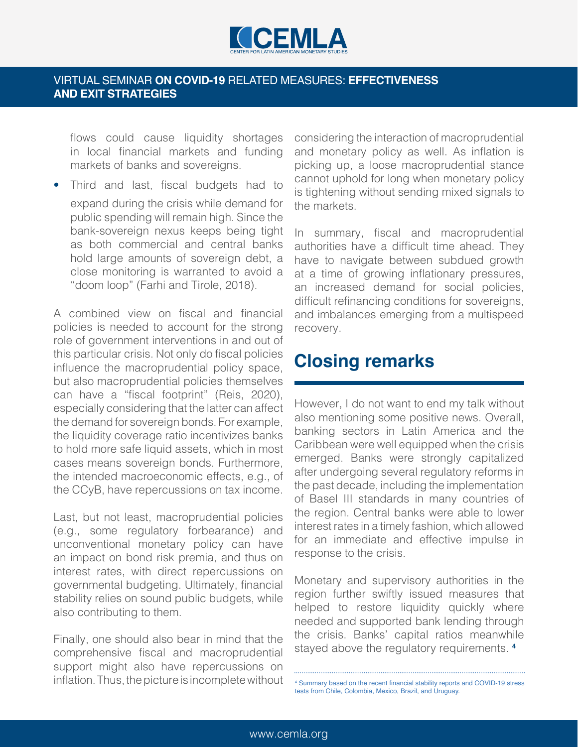flows could cause liquidity shortages in local financial markets and funding markets of banks and sovereigns.

- Third and last, fiscal budgets had to expand during the crisis while demand for public spending will remain high. Since the bank-sovereign nexus keeps being tight as both commercial and central banks hold large amounts of sovereign debt, a close monitoring is warranted to avoid a "doom loop" (Farhi and Tirole, 2018).

A combined view on fiscal and financial policies is needed to account for the strong role of government interventions in and out of this particular crisis. Not only do fiscal policies influence the macroprudential policy space, but also macroprudential policies themselves can have a "fiscal footprint" (Reis, 2020), especially considering that the latter can affect the demand for sovereign bonds. For example, the liquidity coverage ratio incentivizes banks to hold more safe liquid assets, which in most cases means sovereign bonds. Furthermore, the intended macroeconomic effects, e.g., of the CCyB, have repercussions on tax income.

Last, but not least, macroprudential policies (e.g., some regulatory forbearance) and unconventional monetary policy can have an impact on bond risk premia, and thus on interest rates, with direct repercussions on governmental budgeting. Ultimately, financial stability relies on sound public budgets, while also contributing to them.

Finally, one should also bear in mind that the comprehensive fiscal and macroprudential support might also have repercussions on inflation. Thus, the picture is incomplete without considering the interaction of macroprudential and monetary policy as well. As inflation is picking up, a loose macroprudential stance cannot uphold for long when monetary policy is tightening without sending mixed signals to the markets.

In summary, fiscal and macroprudential authorities have a difficult time ahead. They have to navigate between subdued growth at a time of growing inflationary pressures, an increased demand for social policies, difficult refinancing conditions for sovereigns, and imbalances emerging from a multispeed recovery.

## Closing remarks

However, I do not want to end my talk without also mentioning some positive news. Overall, banking sectors in Latin America and the Caribbean were well equipped when the crisis emerged. Banks were strongly capitalized after undergoing several regulatory reforms in the past decade, including the implementation of Basel III standards in many countries of the region. Central banks were able to lower interest rates in a timely fashion, which allowed for an immediate and effective impulse in response to the crisis.

Monetary and supervisory authorities in the region further swiftly issued measures that helped to restore liquidity quickly where needed and supported bank lending through the crisis. Banks' capital ratios meanwhile stayed above the regulatory requirements. [4]

[4] Summary based on the recent financial stability reports and COVID-19 stress tests from Chile, Colombia, Mexico, Brazil, and Uruguay.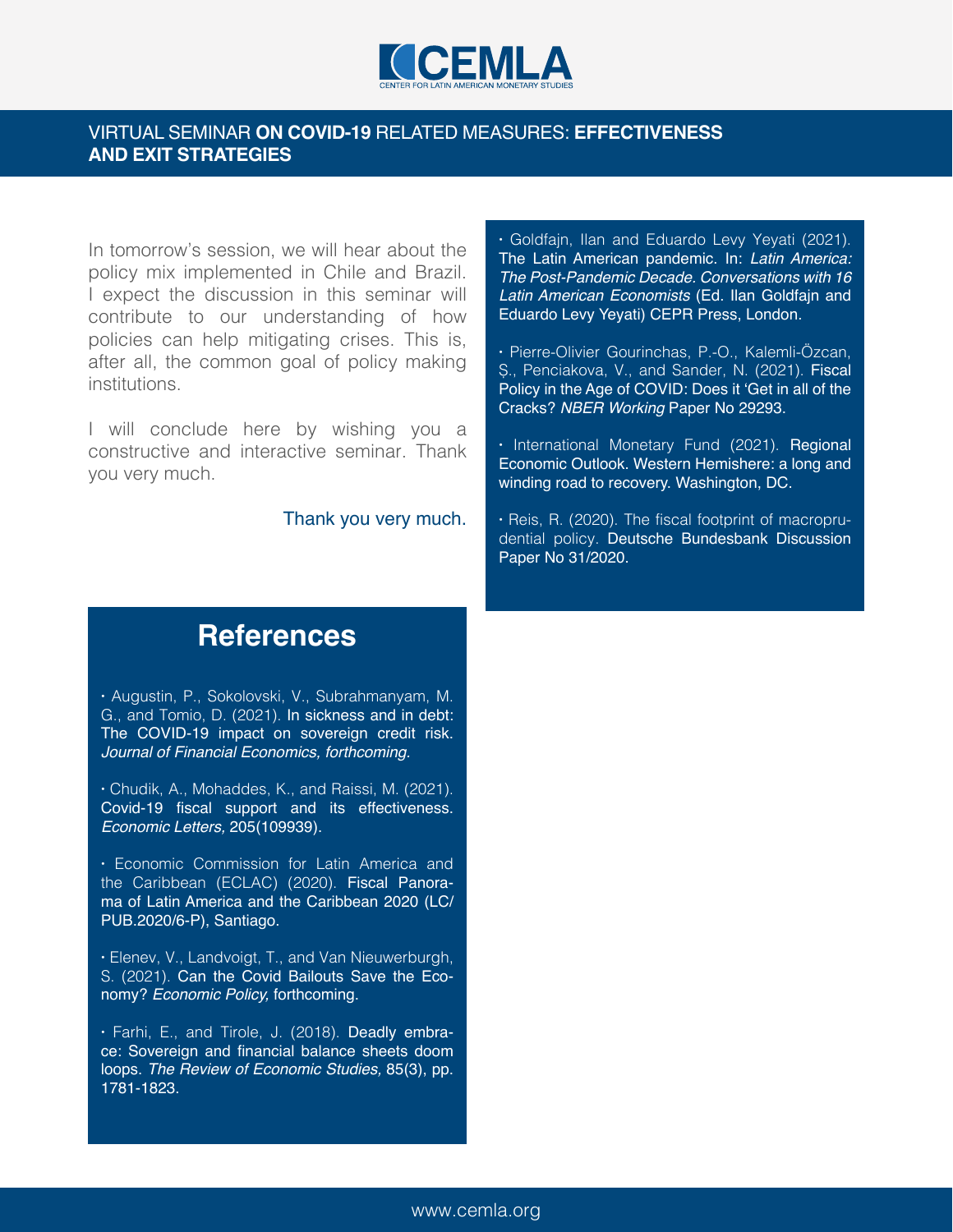In tomorrow's session, we will hear about the policy mix implemented in Chile and Brazil. I expect the discussion in this seminar will contribute to our understanding of how policies can help mitigating crises. This is, after all, the common goal of policy making institutions.

I will conclude here by wishing you a constructive and interactive seminar. Thank you very much.

Thank you very much.

## References

- Augustin, P., Sokolovski, V., Subrahmanyam, M. G., and Tomio, D. (2021). In sickness and in debt: The COVID-19 impact on sovereign credit risk. *Journal of Financial Economics, forthcoming.*

- Chudik, A., Mohaddes, K., and Raissi, M. (2021). Covid-19 fiscal support and its effectiveness. *Economic Letters,* 205(109939).

- Economic Commission for Latin America and the Caribbean (ECLAC) (2020). Fiscal Panorama of Latin America and the Caribbean 2020 (LC/PUB.2020/6-P), Santiago.

- Elenev, V., Landvoigt, T., and Van Nieuwerburgh, S. (2021). Can the Covid Bailouts Save the Economy? *Economic Policy,* forthcoming.

- Farhi, E., and Tirole, J. (2018). Deadly embrace: Sovereign and financial balance sheets doom loops. *The Review of Economic Studies,* 85(3), pp. 1781-1823.

- Goldfajn, Ilan and Eduardo Levy Yeyati (2021). The Latin American pandemic. In: *Latin America: The Post-Pandemic Decade. Conversations with 16 Latin American Economists* (Ed. Ilan Goldfajn and Eduardo Levy Yeyati) CEPR Press, London.

- Pierre-Olivier Gourinchas, P.-O., Kalemli-Özcan, Ș., Penciakova, V., and Sander, N. (2021). Fiscal Policy in the Age of COVID: Does it 'Get in all of the Cracks? *NBER Working* Paper No 29293.

- International Monetary Fund (2021). Regional Economic Outlook. Western Hemishere: a long and winding road to recovery. Washington, DC.

- Reis, R. (2020). The fiscal footprint of macroprudential policy. Deutsche Bundesbank Discussion Paper No 31/2020.